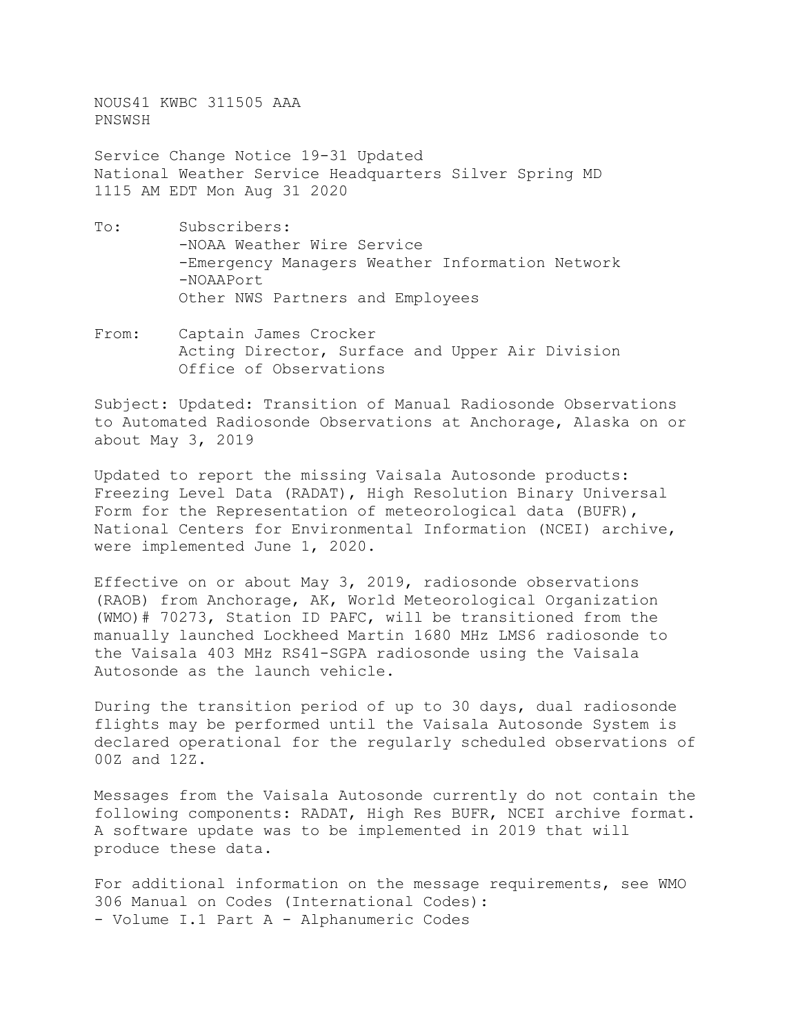NOUS41 KWBC 311505 AAA
PNSWSH

Service Change Notice 19-31 Updated
National Weather Service Headquarters Silver Spring MD
1115 AM EDT Mon Aug 31 2020

To: Subscribers:
-NOAA Weather Wire Service
-Emergency Managers Weather Information Network
-NOAAPort
Other NWS Partners and Employees

From: Captain James Crocker
Acting Director, Surface and Upper Air Division
Office of Observations

Subject: Updated: Transition of Manual Radiosonde Observations to Automated Radiosonde Observations at Anchorage, Alaska on or about May 3, 2019

Updated to report the missing Vaisala Autosonde products: Freezing Level Data (RADAT), High Resolution Binary Universal Form for the Representation of meteorological data (BUFR), National Centers for Environmental Information (NCEI) archive, were implemented June 1, 2020.

Effective on or about May 3, 2019, radiosonde observations (RAOB) from Anchorage, AK, World Meteorological Organization (WMO)# 70273, Station ID PAFC, will be transitioned from the manually launched Lockheed Martin 1680 MHz LMS6 radiosonde to the Vaisala 403 MHz RS41-SGPA radiosonde using the Vaisala Autosonde as the launch vehicle.

During the transition period of up to 30 days, dual radiosonde flights may be performed until the Vaisala Autosonde System is declared operational for the regularly scheduled observations of 00Z and 12Z.

Messages from the Vaisala Autosonde currently do not contain the following components: RADAT, High Res BUFR, NCEI archive format. A software update was to be implemented in 2019 that will produce these data.

For additional information on the message requirements, see WMO 306 Manual on Codes (International Codes):
- Volume I.1 Part A - Alphanumeric Codes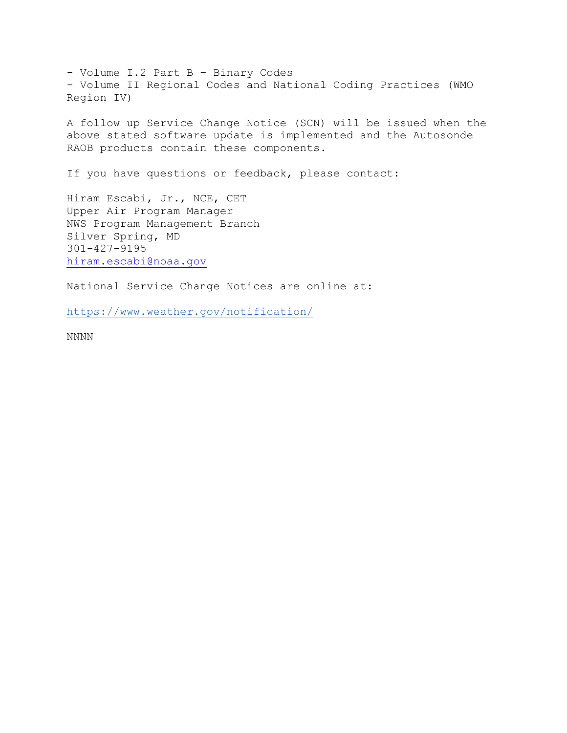- Volume I.2 Part B – Binary Codes
- Volume II Regional Codes and National Coding Practices (WMO Region IV)

A follow up Service Change Notice (SCN) will be issued when the above stated software update is implemented and the Autosonde RAOB products contain these components.

If you have questions or feedback, please contact:

Hiram Escabi, Jr., NCE, CET
Upper Air Program Manager
NWS Program Management Branch
Silver Spring, MD
301-427-9195
hiram.escabi@noaa.gov

National Service Change Notices are online at:

https://www.weather.gov/notification/

NNNN